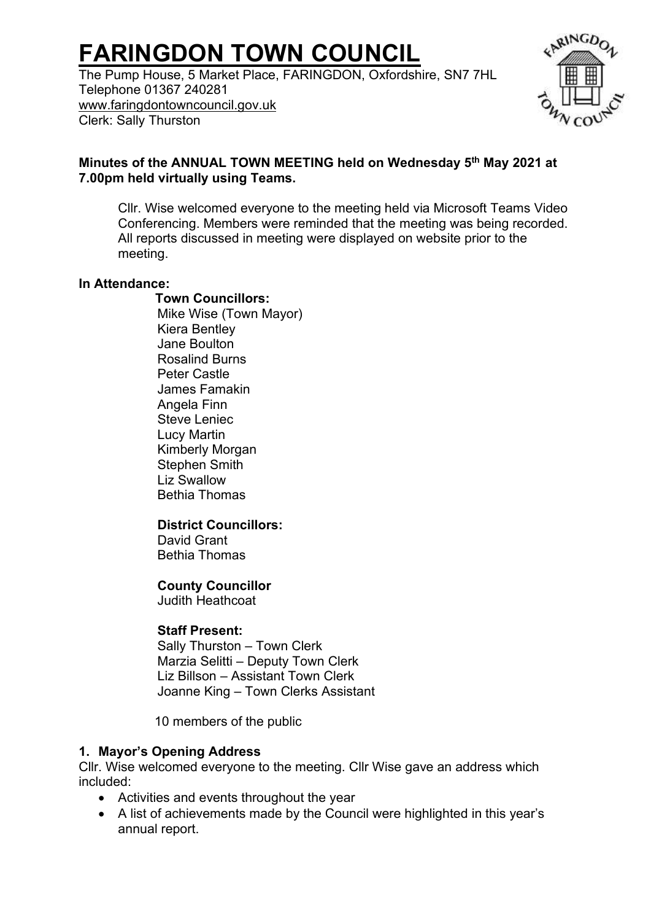# FARINGDON TOWN COUNCIL

The Pump House, 5 Market Place, FARINGDON, Oxfordshire, SN7 7HL
Telephone 01367 240281
www.faringdontowncouncil.gov.uk
Clerk: Sally Thurston

**Minutes of the ANNUAL TOWN MEETING held on Wednesday 5th May 2021 at 7.00pm held virtually using Teams.**

Cllr. Wise welcomed everyone to the meeting held via Microsoft Teams Video Conferencing. Members were reminded that the meeting was being recorded. All reports discussed in meeting were displayed on website prior to the meeting.

**In Attendance:**

**Town Councillors:**
Mike Wise (Town Mayor)
Kiera Bentley
Jane Boulton
Rosalind Burns
Peter Castle
James Famakin
Angela Finn
Steve Leniec
Lucy Martin
Kimberly Morgan
Stephen Smith
Liz Swallow
Bethia Thomas

**District Councillors:**
David Grant
Bethia Thomas

**County Councillor**
Judith Heathcoat

**Staff Present:**
Sally Thurston – Town Clerk
Marzia Selitti – Deputy Town Clerk
Liz Billson – Assistant Town Clerk
Joanne King – Town Clerks Assistant

10 members of the public

## 1. Mayor's Opening Address

Cllr. Wise welcomed everyone to the meeting. Cllr Wise gave an address which included:

- Activities and events throughout the year
- A list of achievements made by the Council were highlighted in this year's annual report.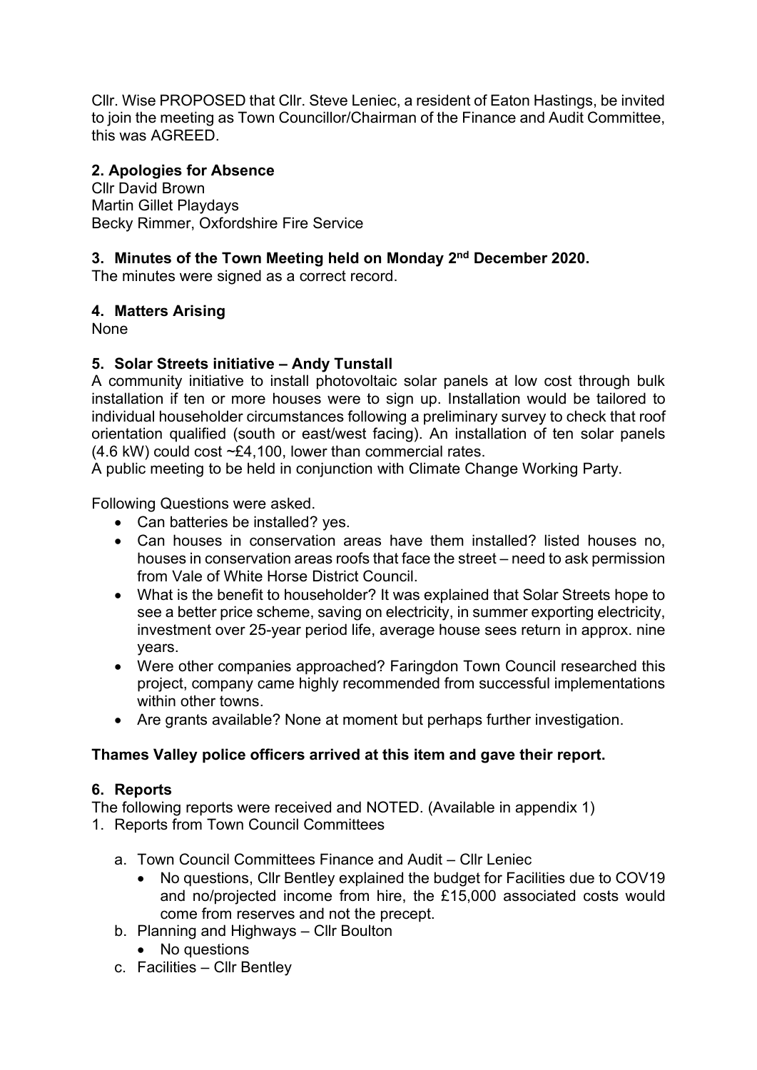Cllr. Wise PROPOSED that Cllr. Steve Leniec, a resident of Eaton Hastings, be invited to join the meeting as Town Councillor/Chairman of the Finance and Audit Committee, this was AGREED.

**2. Apologies for Absence**

Cllr David Brown
Martin Gillet Playdays
Becky Rimmer, Oxfordshire Fire Service

**3. Minutes of the Town Meeting held on Monday 2nd December 2020.**

The minutes were signed as a correct record.

**4. Matters Arising**

None

**5. Solar Streets initiative – Andy Tunstall**

A community initiative to install photovoltaic solar panels at low cost through bulk installation if ten or more houses were to sign up. Installation would be tailored to individual householder circumstances following a preliminary survey to check that roof orientation qualified (south or east/west facing). An installation of ten solar panels (4.6 kW) could cost ~£4,100, lower than commercial rates.

A public meeting to be held in conjunction with Climate Change Working Party.

Following Questions were asked.

- Can batteries be installed? yes.
- Can houses in conservation areas have them installed? listed houses no, houses in conservation areas roofs that face the street – need to ask permission from Vale of White Horse District Council.
- What is the benefit to householder? It was explained that Solar Streets hope to see a better price scheme, saving on electricity, in summer exporting electricity, investment over 25-year period life, average house sees return in approx. nine years.
- Were other companies approached? Faringdon Town Council researched this project, company came highly recommended from successful implementations within other towns.
- Are grants available? None at moment but perhaps further investigation.

**Thames Valley police officers arrived at this item and gave their report.**

**6. Reports**

The following reports were received and NOTED. (Available in appendix 1)

1. Reports from Town Council Committees
   a. Town Council Committees Finance and Audit – Cllr Leniec
      - No questions, Cllr Bentley explained the budget for Facilities due to COV19 and no/projected income from hire, the £15,000 associated costs would come from reserves and not the precept.
   b. Planning and Highways – Cllr Boulton
      - No questions
   c. Facilities – Cllr Bentley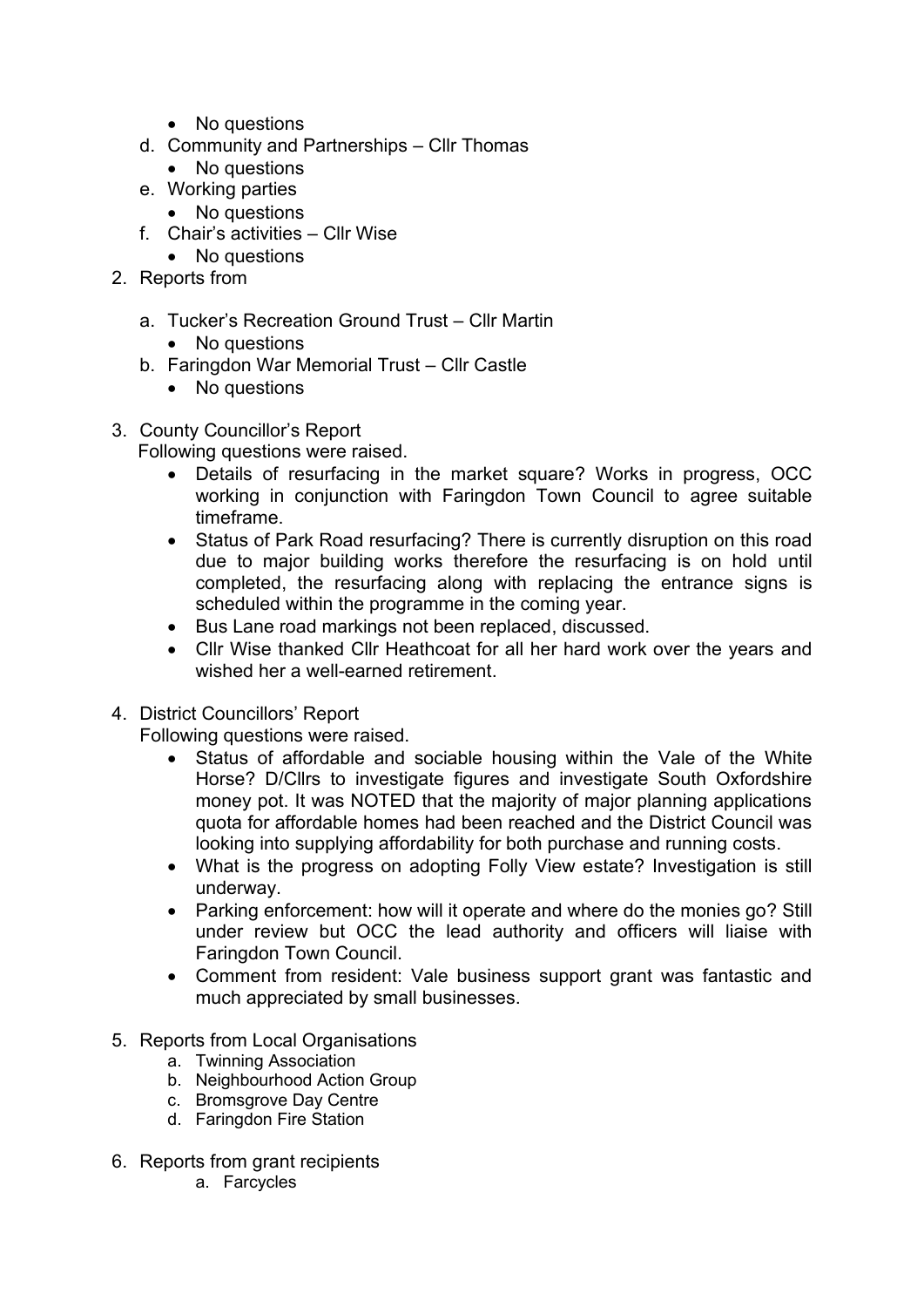- No questions

d. Community and Partnerships – Cllr Thomas
   - No questions

e. Working parties
   - No questions

f. Chair's activities – Cllr Wise
   - No questions

2. Reports from

   a. Tucker's Recreation Ground Trust – Cllr Martin
      - No questions

   b. Faringdon War Memorial Trust – Cllr Castle
      - No questions

3. County Councillor's Report

   Following questions were raised.

   - Details of resurfacing in the market square? Works in progress, OCC working in conjunction with Faringdon Town Council to agree suitable timeframe.
   - Status of Park Road resurfacing? There is currently disruption on this road due to major building works therefore the resurfacing is on hold until completed, the resurfacing along with replacing the entrance signs is scheduled within the programme in the coming year.
   - Bus Lane road markings not been replaced, discussed.
   - Cllr Wise thanked Cllr Heathcoat for all her hard work over the years and wished her a well-earned retirement.

4. District Councillors' Report

   Following questions were raised.

   - Status of affordable and sociable housing within the Vale of the White Horse? D/Cllrs to investigate figures and investigate South Oxfordshire money pot. It was NOTED that the majority of major planning applications quota for affordable homes had been reached and the District Council was looking into supplying affordability for both purchase and running costs.
   - What is the progress on adopting Folly View estate? Investigation is still underway.
   - Parking enforcement: how will it operate and where do the monies go? Still under review but OCC the lead authority and officers will liaise with Faringdon Town Council.
   - Comment from resident: Vale business support grant was fantastic and much appreciated by small businesses.

5. Reports from Local Organisations

   a. Twinning Association
   b. Neighbourhood Action Group
   c. Bromsgrove Day Centre
   d. Faringdon Fire Station

6. Reports from grant recipients

   a. Farcycles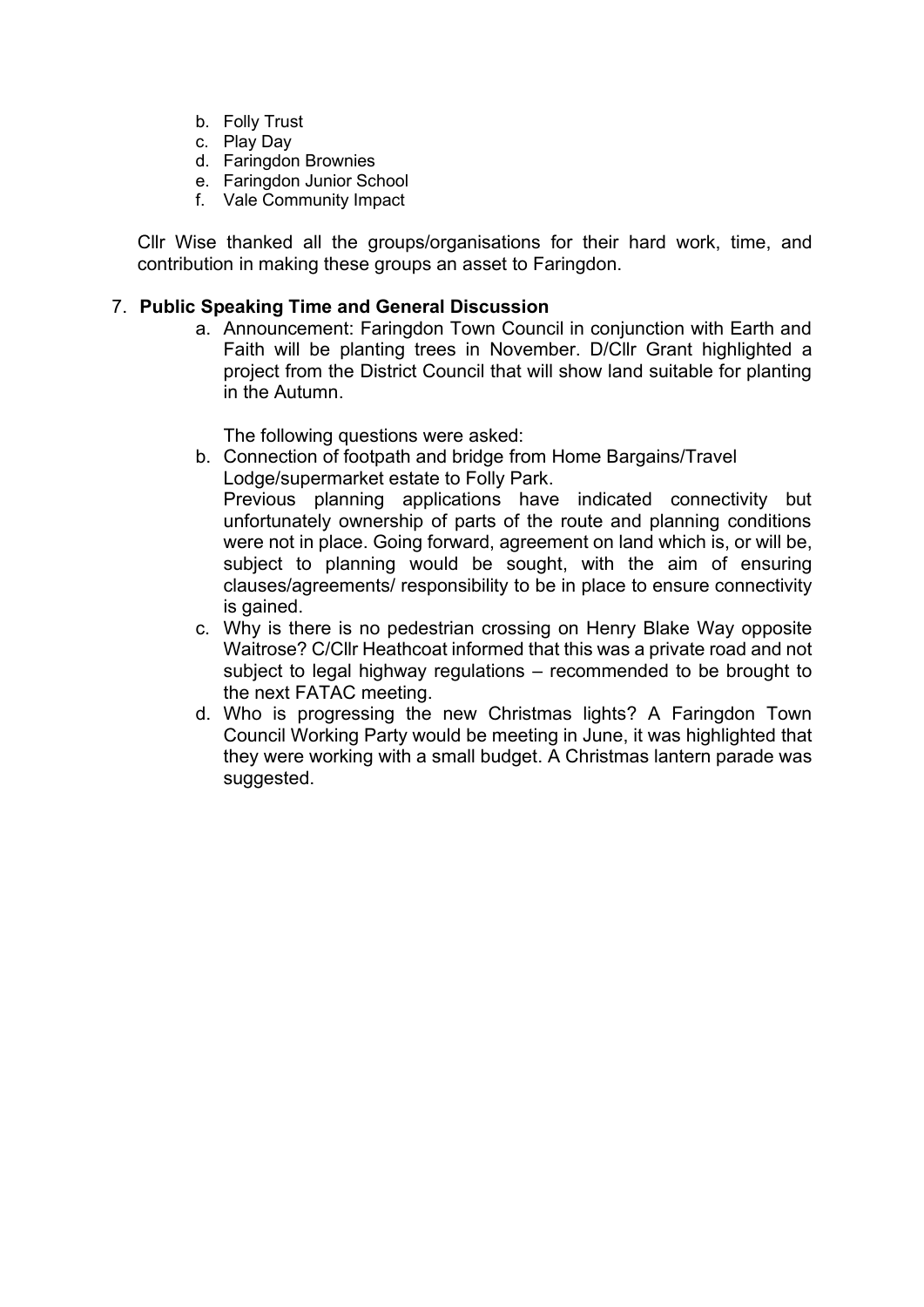b. Folly Trust
c. Play Day
d. Faringdon Brownies
e. Faringdon Junior School
f. Vale Community Impact

Cllr Wise thanked all the groups/organisations for their hard work, time, and contribution in making these groups an asset to Faringdon.

7. **Public Speaking Time and General Discussion**

   a. Announcement: Faringdon Town Council in conjunction with Earth and Faith will be planting trees in November. D/Cllr Grant highlighted a project from the District Council that will show land suitable for planting in the Autumn.

      The following questions were asked:

   b. Connection of footpath and bridge from Home Bargains/Travel Lodge/supermarket estate to Folly Park.
      Previous planning applications have indicated connectivity but unfortunately ownership of parts of the route and planning conditions were not in place. Going forward, agreement on land which is, or will be, subject to planning would be sought, with the aim of ensuring clauses/agreements/ responsibility to be in place to ensure connectivity is gained.
   c. Why is there is no pedestrian crossing on Henry Blake Way opposite Waitrose? C/Cllr Heathcoat informed that this was a private road and not subject to legal highway regulations – recommended to be brought to the next FATAC meeting.
   d. Who is progressing the new Christmas lights? A Faringdon Town Council Working Party would be meeting in June, it was highlighted that they were working with a small budget. A Christmas lantern parade was suggested.